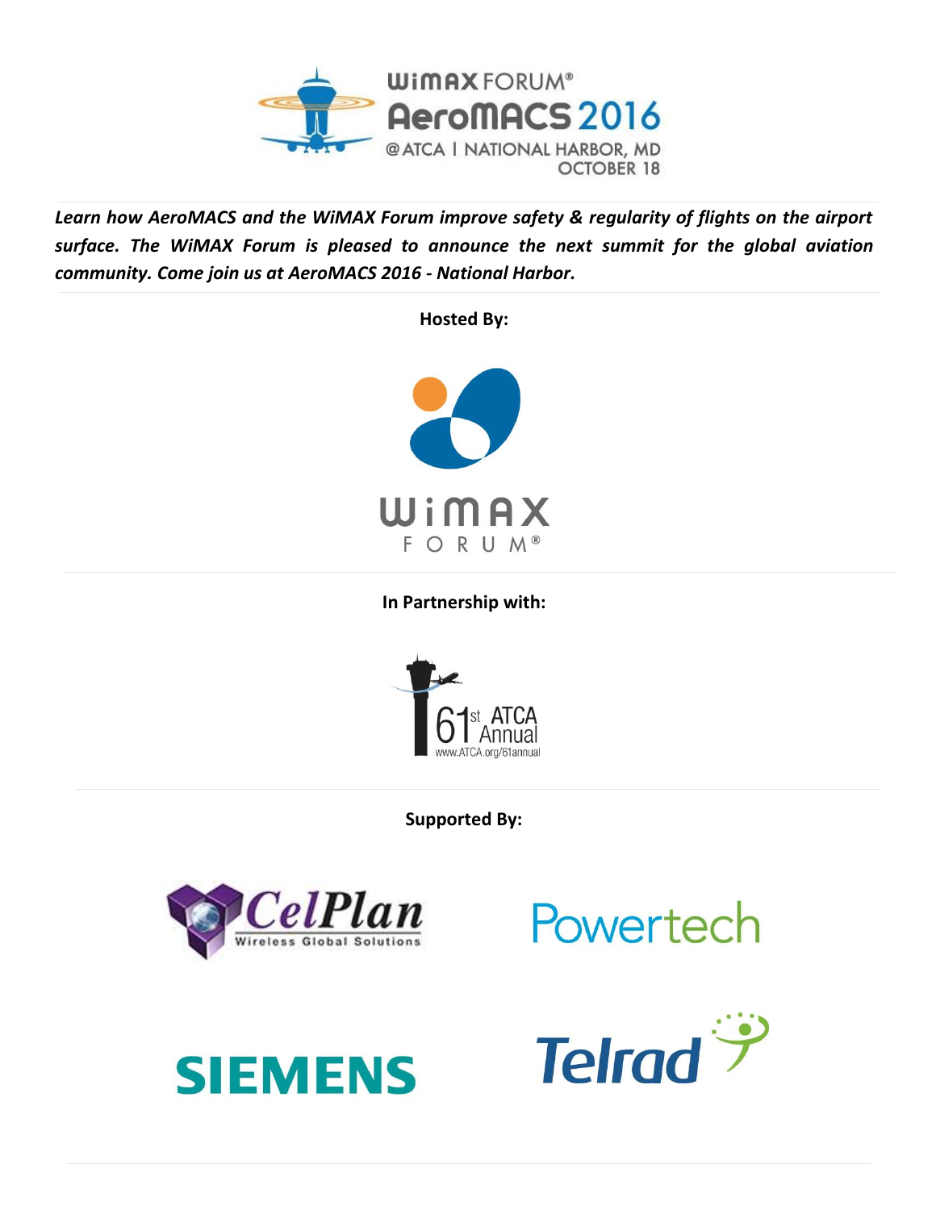WiMAX FORUM®

# AeroMACS 2016

@ATCA | NATIONAL HARBOR, MD
OCTOBER 18

***Learn how AeroMACS and the WiMAX Forum improve safety & regularity of flights on the airport surface. The WiMAX Forum is pleased to announce the next summit for the global aviation community. Come join us at AeroMACS 2016 - National Harbor.***

**Hosted By:**

WiMAX FORUM®

**In Partnership with:**

61st ATCA Annual
www.ATCA.org/61annual

**Supported By:**

CelPlan Wireless Global Solutions

Powertech

SIEMENS

Telrad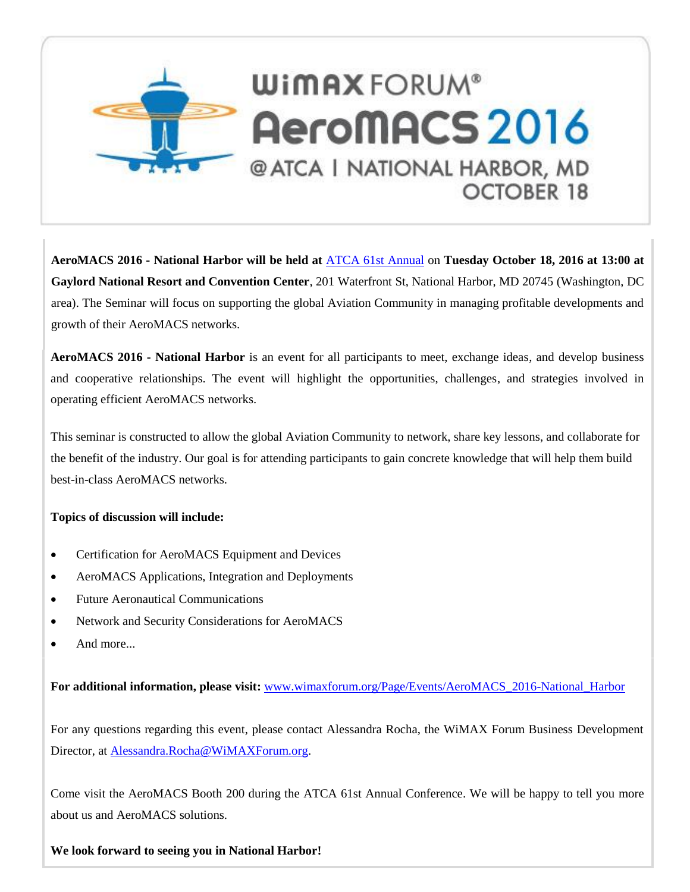WiMAX FORUM®

# AeroMACS 2016

@ATCA | NATIONAL HARBOR, MD

OCTOBER 18

**AeroMACS 2016 - National Harbor will be held at** ATCA 61st Annual on **Tuesday October 18, 2016 at 13:00 at Gaylord National Resort and Convention Center**, 201 Waterfront St, National Harbor, MD 20745 (Washington, DC area). The Seminar will focus on supporting the global Aviation Community in managing profitable developments and growth of their AeroMACS networks.

**AeroMACS 2016 - National Harbor** is an event for all participants to meet, exchange ideas, and develop business and cooperative relationships. The event will highlight the opportunities, challenges, and strategies involved in operating efficient AeroMACS networks.

This seminar is constructed to allow the global Aviation Community to network, share key lessons, and collaborate for the benefit of the industry. Our goal is for attending participants to gain concrete knowledge that will help them build best-in-class AeroMACS networks.

**Topics of discussion will include:**

- Certification for AeroMACS Equipment and Devices
- AeroMACS Applications, Integration and Deployments
- Future Aeronautical Communications
- Network and Security Considerations for AeroMACS
- And more...

**For additional information, please visit:** www.wimaxforum.org/Page/Events/AeroMACS_2016-National_Harbor

For any questions regarding this event, please contact Alessandra Rocha, the WiMAX Forum Business Development Director, at Alessandra.Rocha@WiMAXForum.org.

Come visit the AeroMACS Booth 200 during the ATCA 61st Annual Conference. We will be happy to tell you more about us and AeroMACS solutions.

**We look forward to seeing you in National Harbor!**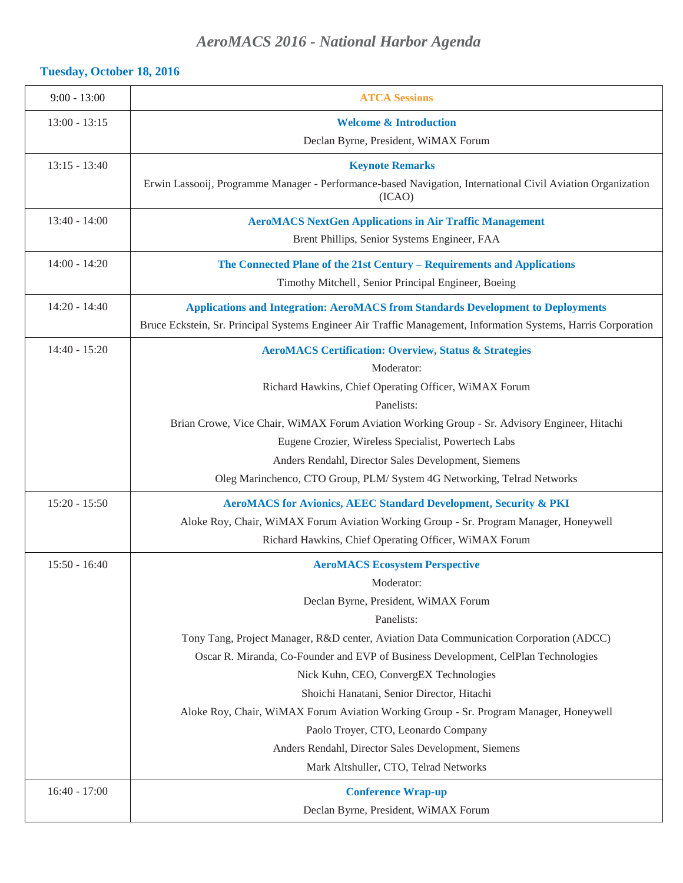# *AeroMACS 2016 - National Harbor Agenda*

## Tuesday, October 18, 2016

| | |
|---|---|
| 9:00 - 13:00 | **ATCA Sessions** |
| 13:00 - 13:15 | **Welcome & Introduction**<br>Declan Byrne, President, WiMAX Forum |
| 13:15 - 13:40 | **Keynote Remarks**<br>Erwin Lassooij, Programme Manager - Performance-based Navigation, International Civil Aviation Organization (ICAO) |
| 13:40 - 14:00 | **AeroMACS NextGen Applications in Air Traffic Management**<br>Brent Phillips, Senior Systems Engineer, FAA |
| 14:00 - 14:20 | **The Connected Plane of the 21st Century – Requirements and Applications**<br>Timothy Mitchell, Senior Principal Engineer, Boeing |
| 14:20 - 14:40 | **Applications and Integration: AeroMACS from Standards Development to Deployments**<br>Bruce Eckstein, Sr. Principal Systems Engineer Air Traffic Management, Information Systems, Harris Corporation |
| 14:40 - 15:20 | **AeroMACS Certification: Overview, Status & Strategies**<br>Moderator:<br>Richard Hawkins, Chief Operating Officer, WiMAX Forum<br>Panelists:<br>Brian Crowe, Vice Chair, WiMAX Forum Aviation Working Group - Sr. Advisory Engineer, Hitachi<br>Eugene Crozier, Wireless Specialist, Powertech Labs<br>Anders Rendahl, Director Sales Development, Siemens<br>Oleg Marinchenco, CTO Group, PLM/ System 4G Networking, Telrad Networks |
| 15:20 - 15:50 | **AeroMACS for Avionics, AEEC Standard Development, Security & PKI**<br>Aloke Roy, Chair, WiMAX Forum Aviation Working Group - Sr. Program Manager, Honeywell<br>Richard Hawkins, Chief Operating Officer, WiMAX Forum |
| 15:50 - 16:40 | **AeroMACS Ecosystem Perspective**<br>Moderator:<br>Declan Byrne, President, WiMAX Forum<br>Panelists:<br>Tony Tang, Project Manager, R&D center, Aviation Data Communication Corporation (ADCC)<br>Oscar R. Miranda, Co-Founder and EVP of Business Development, CelPlan Technologies<br>Nick Kuhn, CEO, ConvergEX Technologies<br>Shoichi Hanatani, Senior Director, Hitachi<br>Aloke Roy, Chair, WiMAX Forum Aviation Working Group - Sr. Program Manager, Honeywell<br>Paolo Troyer, CTO, Leonardo Company<br>Anders Rendahl, Director Sales Development, Siemens<br>Mark Altshuller, CTO, Telrad Networks |
| 16:40 - 17:00 | **Conference Wrap-up**<br>Declan Byrne, President, WiMAX Forum |